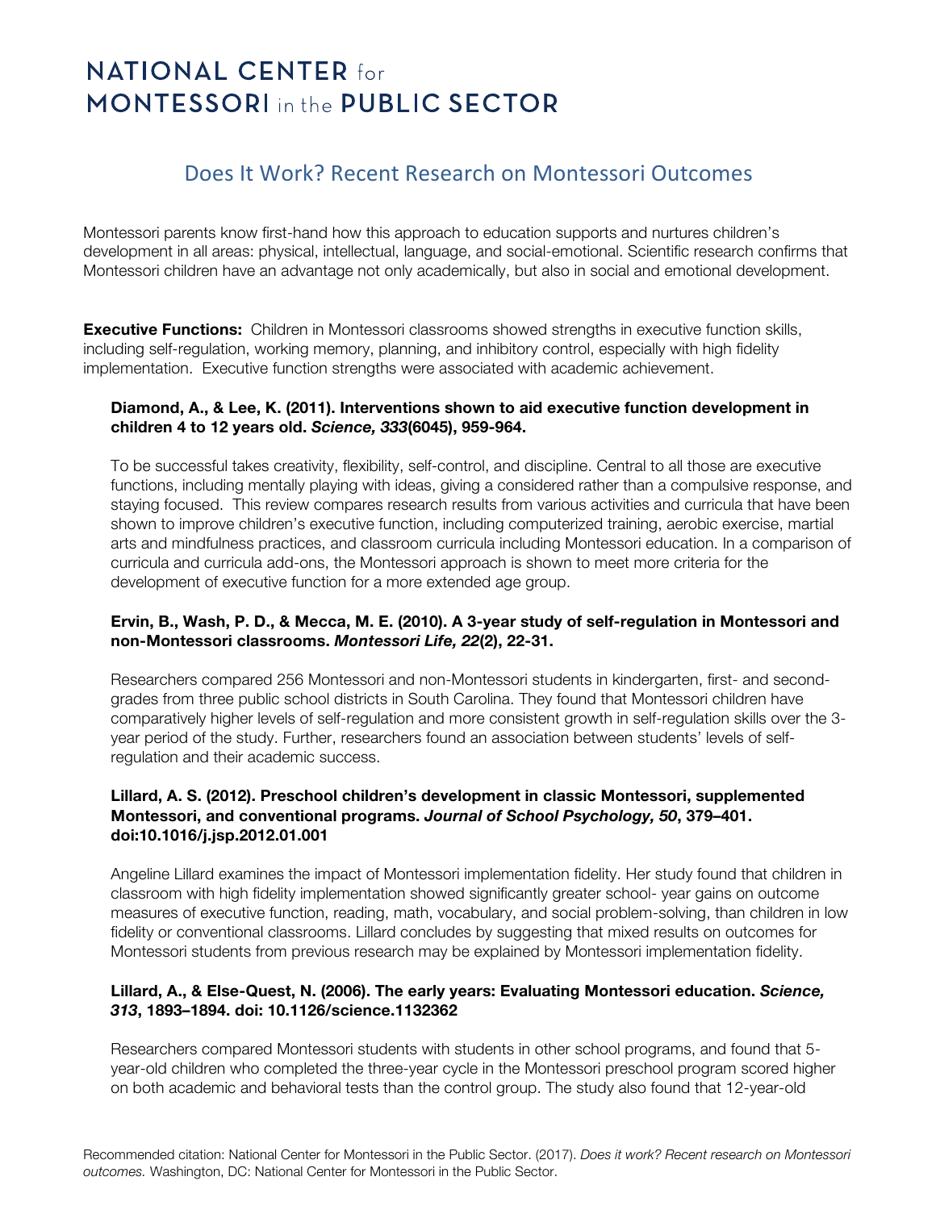# NATIONAL CENTER for MONTESSORI in the PUBLIC SECTOR

## Does It Work? Recent Research on Montessori Outcomes

Montessori parents know first-hand how this approach to education supports and nurtures children's development in all areas: physical, intellectual, language, and social-emotional. Scientific research confirms that Montessori children have an advantage not only academically, but also in social and emotional development.

**Executive Functions:** Children in Montessori classrooms showed strengths in executive function skills, including self-regulation, working memory, planning, and inhibitory control, especially with high fidelity implementation. Executive function strengths were associated with academic achievement.

**Diamond, A., & Lee, K. (2011). Interventions shown to aid executive function development in children 4 to 12 years old. *Science, 333*(6045), 959-964.**

To be successful takes creativity, flexibility, self-control, and discipline. Central to all those are executive functions, including mentally playing with ideas, giving a considered rather than a compulsive response, and staying focused. This review compares research results from various activities and curricula that have been shown to improve children's executive function, including computerized training, aerobic exercise, martial arts and mindfulness practices, and classroom curricula including Montessori education. In a comparison of curricula and curricula add-ons, the Montessori approach is shown to meet more criteria for the development of executive function for a more extended age group.

**Ervin, B., Wash, P. D., & Mecca, M. E. (2010). A 3-year study of self-regulation in Montessori and non-Montessori classrooms. *Montessori Life, 22*(2), 22-31.**

Researchers compared 256 Montessori and non-Montessori students in kindergarten, first- and second-grades from three public school districts in South Carolina. They found that Montessori children have comparatively higher levels of self-regulation and more consistent growth in self-regulation skills over the 3-year period of the study. Further, researchers found an association between students' levels of self-regulation and their academic success.

**Lillard, A. S. (2012). Preschool children's development in classic Montessori, supplemented Montessori, and conventional programs. *Journal of School Psychology, 50*, 379–401. doi:10.1016/j.jsp.2012.01.001**

Angeline Lillard examines the impact of Montessori implementation fidelity. Her study found that children in classroom with high fidelity implementation showed significantly greater school- year gains on outcome measures of executive function, reading, math, vocabulary, and social problem-solving, than children in low fidelity or conventional classrooms. Lillard concludes by suggesting that mixed results on outcomes for Montessori students from previous research may be explained by Montessori implementation fidelity.

**Lillard, A., & Else-Quest, N. (2006). The early years: Evaluating Montessori education. *Science, 313*, 1893–1894. doi: 10.1126/science.1132362**

Researchers compared Montessori students with students in other school programs, and found that 5-year-old children who completed the three-year cycle in the Montessori preschool program scored higher on both academic and behavioral tests than the control group. The study also found that 12-year-old

Recommended citation: National Center for Montessori in the Public Sector. (2017). *Does it work? Recent research on Montessori outcomes.* Washington, DC: National Center for Montessori in the Public Sector.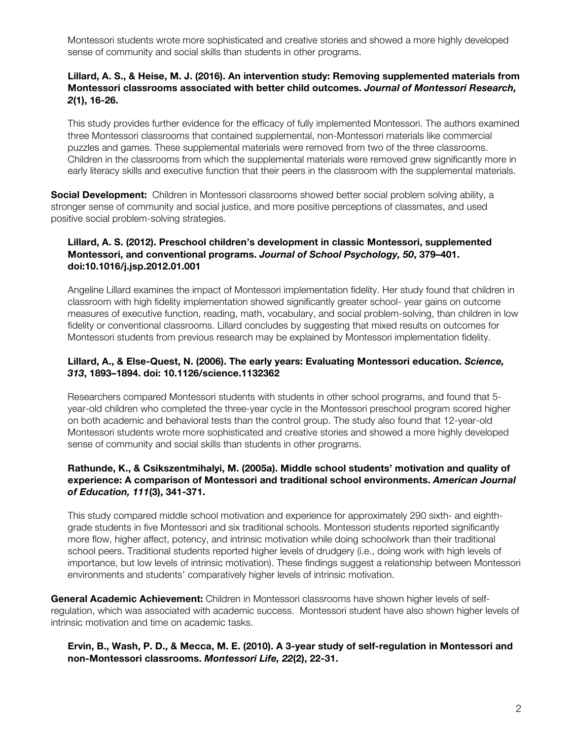Montessori students wrote more sophisticated and creative stories and showed a more highly developed sense of community and social skills than students in other programs.

**Lillard, A. S., & Heise, M. J. (2016). An intervention study: Removing supplemented materials from Montessori classrooms associated with better child outcomes. *Journal of Montessori Research, 2*(1), 16-26.**

This study provides further evidence for the efficacy of fully implemented Montessori. The authors examined three Montessori classrooms that contained supplemental, non-Montessori materials like commercial puzzles and games. These supplemental materials were removed from two of the three classrooms. Children in the classrooms from which the supplemental materials were removed grew significantly more in early literacy skills and executive function that their peers in the classroom with the supplemental materials.

**Social Development:** Children in Montessori classrooms showed better social problem solving ability, a stronger sense of community and social justice, and more positive perceptions of classmates, and used positive social problem-solving strategies.

**Lillard, A. S. (2012). Preschool children's development in classic Montessori, supplemented Montessori, and conventional programs. *Journal of School Psychology, 50*, 379–401. doi:10.1016/j.jsp.2012.01.001**

Angeline Lillard examines the impact of Montessori implementation fidelity. Her study found that children in classroom with high fidelity implementation showed significantly greater school- year gains on outcome measures of executive function, reading, math, vocabulary, and social problem-solving, than children in low fidelity or conventional classrooms. Lillard concludes by suggesting that mixed results on outcomes for Montessori students from previous research may be explained by Montessori implementation fidelity.

**Lillard, A., & Else-Quest, N. (2006). The early years: Evaluating Montessori education. *Science, 313*, 1893–1894. doi: 10.1126/science.1132362**

Researchers compared Montessori students with students in other school programs, and found that 5-year-old children who completed the three-year cycle in the Montessori preschool program scored higher on both academic and behavioral tests than the control group. The study also found that 12-year-old Montessori students wrote more sophisticated and creative stories and showed a more highly developed sense of community and social skills than students in other programs.

**Rathunde, K., & Csikszentmihalyi, M. (2005a). Middle school students' motivation and quality of experience: A comparison of Montessori and traditional school environments. *American Journal of Education, 111*(3), 341-371.**

This study compared middle school motivation and experience for approximately 290 sixth- and eighth-grade students in five Montessori and six traditional schools. Montessori students reported significantly more flow, higher affect, potency, and intrinsic motivation while doing schoolwork than their traditional school peers. Traditional students reported higher levels of drudgery (i.e., doing work with high levels of importance, but low levels of intrinsic motivation). These findings suggest a relationship between Montessori environments and students' comparatively higher levels of intrinsic motivation.

**General Academic Achievement:** Children in Montessori classrooms have shown higher levels of self-regulation, which was associated with academic success. Montessori student have also shown higher levels of intrinsic motivation and time on academic tasks.

**Ervin, B., Wash, P. D., & Mecca, M. E. (2010). A 3-year study of self-regulation in Montessori and non-Montessori classrooms. *Montessori Life, 22*(2), 22-31.**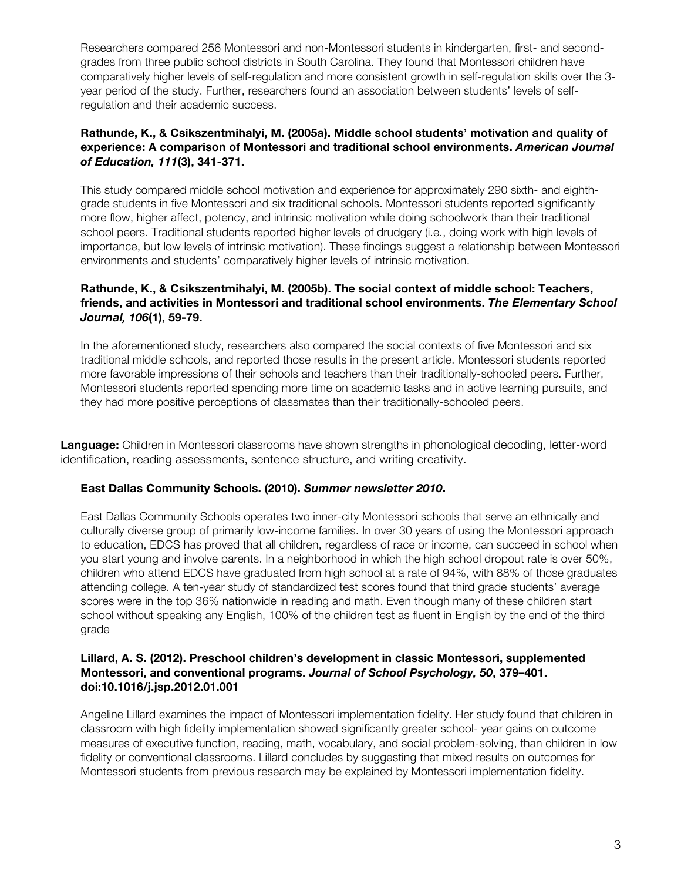Researchers compared 256 Montessori and non-Montessori students in kindergarten, first- and second-grades from three public school districts in South Carolina. They found that Montessori children have comparatively higher levels of self-regulation and more consistent growth in self-regulation skills over the 3-year period of the study. Further, researchers found an association between students' levels of self-regulation and their academic success.

**Rathunde, K., & Csikszentmihalyi, M. (2005a). Middle school students' motivation and quality of experience: A comparison of Montessori and traditional school environments. *American Journal of Education, 111*(3), 341-371.**

This study compared middle school motivation and experience for approximately 290 sixth- and eighth-grade students in five Montessori and six traditional schools. Montessori students reported significantly more flow, higher affect, potency, and intrinsic motivation while doing schoolwork than their traditional school peers. Traditional students reported higher levels of drudgery (i.e., doing work with high levels of importance, but low levels of intrinsic motivation). These findings suggest a relationship between Montessori environments and students' comparatively higher levels of intrinsic motivation.

**Rathunde, K., & Csikszentmihalyi, M. (2005b). The social context of middle school: Teachers, friends, and activities in Montessori and traditional school environments. *The Elementary School Journal, 106*(1), 59-79.**

In the aforementioned study, researchers also compared the social contexts of five Montessori and six traditional middle schools, and reported those results in the present article. Montessori students reported more favorable impressions of their schools and teachers than their traditionally-schooled peers. Further, Montessori students reported spending more time on academic tasks and in active learning pursuits, and they had more positive perceptions of classmates than their traditionally-schooled peers.

**Language:** Children in Montessori classrooms have shown strengths in phonological decoding, letter-word identification, reading assessments, sentence structure, and writing creativity.

**East Dallas Community Schools. (2010). *Summer newsletter 2010*.**

East Dallas Community Schools operates two inner-city Montessori schools that serve an ethnically and culturally diverse group of primarily low-income families. In over 30 years of using the Montessori approach to education, EDCS has proved that all children, regardless of race or income, can succeed in school when you start young and involve parents. In a neighborhood in which the high school dropout rate is over 50%, children who attend EDCS have graduated from high school at a rate of 94%, with 88% of those graduates attending college. A ten-year study of standardized test scores found that third grade students' average scores were in the top 36% nationwide in reading and math. Even though many of these children start school without speaking any English, 100% of the children test as fluent in English by the end of the third grade

**Lillard, A. S. (2012). Preschool children's development in classic Montessori, supplemented Montessori, and conventional programs. *Journal of School Psychology, 50*, 379–401. doi:10.1016/j.jsp.2012.01.001**

Angeline Lillard examines the impact of Montessori implementation fidelity. Her study found that children in classroom with high fidelity implementation showed significantly greater school- year gains on outcome measures of executive function, reading, math, vocabulary, and social problem-solving, than children in low fidelity or conventional classrooms. Lillard concludes by suggesting that mixed results on outcomes for Montessori students from previous research may be explained by Montessori implementation fidelity.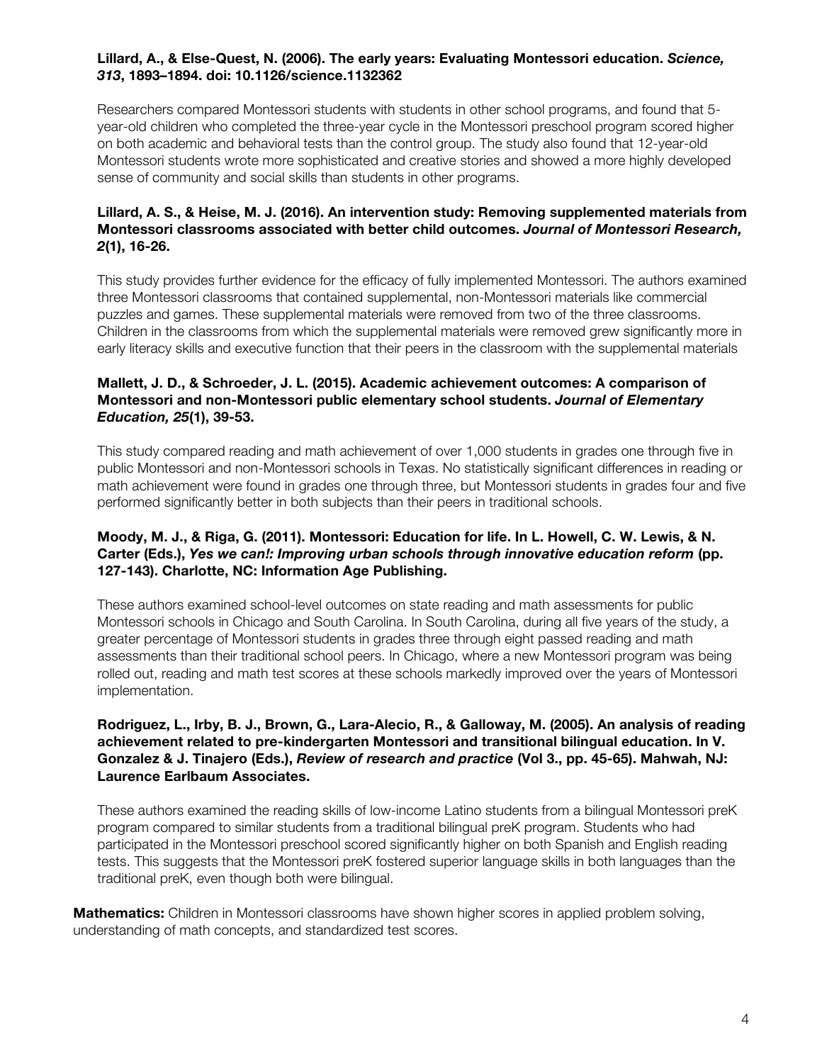**Lillard, A., & Else-Quest, N. (2006). The early years: Evaluating Montessori education. *Science, 313*, 1893–1894. doi: 10.1126/science.1132362**

Researchers compared Montessori students with students in other school programs, and found that 5-year-old children who completed the three-year cycle in the Montessori preschool program scored higher on both academic and behavioral tests than the control group. The study also found that 12-year-old Montessori students wrote more sophisticated and creative stories and showed a more highly developed sense of community and social skills than students in other programs.

**Lillard, A. S., & Heise, M. J. (2016). An intervention study: Removing supplemented materials from Montessori classrooms associated with better child outcomes. *Journal of Montessori Research, 2*(1), 16-26.**

This study provides further evidence for the efficacy of fully implemented Montessori. The authors examined three Montessori classrooms that contained supplemental, non-Montessori materials like commercial puzzles and games. These supplemental materials were removed from two of the three classrooms. Children in the classrooms from which the supplemental materials were removed grew significantly more in early literacy skills and executive function that their peers in the classroom with the supplemental materials

**Mallett, J. D., & Schroeder, J. L. (2015). Academic achievement outcomes: A comparison of Montessori and non-Montessori public elementary school students. *Journal of Elementary Education, 25*(1), 39-53.**

This study compared reading and math achievement of over 1,000 students in grades one through five in public Montessori and non-Montessori schools in Texas. No statistically significant differences in reading or math achievement were found in grades one through three, but Montessori students in grades four and five performed significantly better in both subjects than their peers in traditional schools.

**Moody, M. J., & Riga, G. (2011). Montessori: Education for life. In L. Howell, C. W. Lewis, & N. Carter (Eds.), *Yes we can!: Improving urban schools through innovative education reform* (pp. 127-143). Charlotte, NC: Information Age Publishing.**

These authors examined school-level outcomes on state reading and math assessments for public Montessori schools in Chicago and South Carolina. In South Carolina, during all five years of the study, a greater percentage of Montessori students in grades three through eight passed reading and math assessments than their traditional school peers. In Chicago, where a new Montessori program was being rolled out, reading and math test scores at these schools markedly improved over the years of Montessori implementation.

**Rodriguez, L., Irby, B. J., Brown, G., Lara-Alecio, R., & Galloway, M. (2005). An analysis of reading achievement related to pre-kindergarten Montessori and transitional bilingual education. In V. Gonzalez & J. Tinajero (Eds.), *Review of research and practice* (Vol 3., pp. 45-65). Mahwah, NJ: Laurence Earlbaum Associates.**

These authors examined the reading skills of low-income Latino students from a bilingual Montessori preK program compared to similar students from a traditional bilingual preK program. Students who had participated in the Montessori preschool scored significantly higher on both Spanish and English reading tests. This suggests that the Montessori preK fostered superior language skills in both languages than the traditional preK, even though both were bilingual.

**Mathematics:** Children in Montessori classrooms have shown higher scores in applied problem solving, understanding of math concepts, and standardized test scores.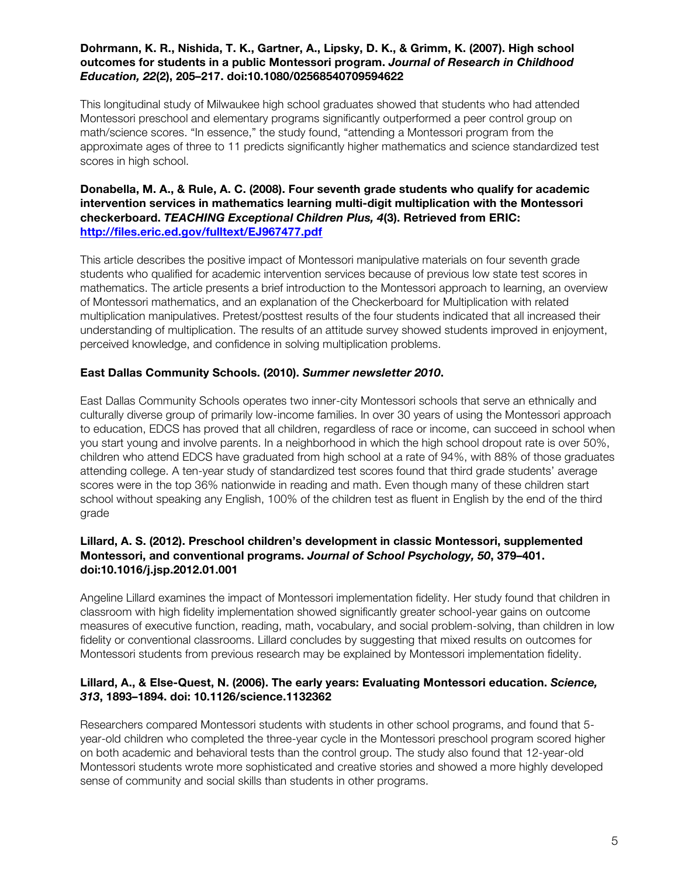**Dohrmann, K. R., Nishida, T. K., Gartner, A., Lipsky, D. K., & Grimm, K. (2007). High school outcomes for students in a public Montessori program. *Journal of Research in Childhood Education, 22*(2), 205–217. doi:10.1080/02568540709594622**

This longitudinal study of Milwaukee high school graduates showed that students who had attended Montessori preschool and elementary programs significantly outperformed a peer control group on math/science scores. "In essence," the study found, "attending a Montessori program from the approximate ages of three to 11 predicts significantly higher mathematics and science standardized test scores in high school.

**Donabella, M. A., & Rule, A. C. (2008). Four seventh grade students who qualify for academic intervention services in mathematics learning multi-digit multiplication with the Montessori checkerboard. *TEACHING Exceptional Children Plus, 4*(3). Retrieved from ERIC: [http://files.eric.ed.gov/fulltext/EJ967477.pdf](http://files.eric.ed.gov/fulltext/EJ967477.pdf)**

This article describes the positive impact of Montessori manipulative materials on four seventh grade students who qualified for academic intervention services because of previous low state test scores in mathematics. The article presents a brief introduction to the Montessori approach to learning, an overview of Montessori mathematics, and an explanation of the Checkerboard for Multiplication with related multiplication manipulatives. Pretest/posttest results of the four students indicated that all increased their understanding of multiplication. The results of an attitude survey showed students improved in enjoyment, perceived knowledge, and confidence in solving multiplication problems.

**East Dallas Community Schools. (2010). *Summer newsletter 2010*.**

East Dallas Community Schools operates two inner-city Montessori schools that serve an ethnically and culturally diverse group of primarily low-income families. In over 30 years of using the Montessori approach to education, EDCS has proved that all children, regardless of race or income, can succeed in school when you start young and involve parents. In a neighborhood in which the high school dropout rate is over 50%, children who attend EDCS have graduated from high school at a rate of 94%, with 88% of those graduates attending college. A ten-year study of standardized test scores found that third grade students' average scores were in the top 36% nationwide in reading and math. Even though many of these children start school without speaking any English, 100% of the children test as fluent in English by the end of the third grade

**Lillard, A. S. (2012). Preschool children's development in classic Montessori, supplemented Montessori, and conventional programs. *Journal of School Psychology, 50*, 379–401. doi:10.1016/j.jsp.2012.01.001**

Angeline Lillard examines the impact of Montessori implementation fidelity. Her study found that children in classroom with high fidelity implementation showed significantly greater school-year gains on outcome measures of executive function, reading, math, vocabulary, and social problem-solving, than children in low fidelity or conventional classrooms. Lillard concludes by suggesting that mixed results on outcomes for Montessori students from previous research may be explained by Montessori implementation fidelity.

**Lillard, A., & Else-Quest, N. (2006). The early years: Evaluating Montessori education. *Science, 313*, 1893–1894. doi: 10.1126/science.1132362**

Researchers compared Montessori students with students in other school programs, and found that 5-year-old children who completed the three-year cycle in the Montessori preschool program scored higher on both academic and behavioral tests than the control group. The study also found that 12-year-old Montessori students wrote more sophisticated and creative stories and showed a more highly developed sense of community and social skills than students in other programs.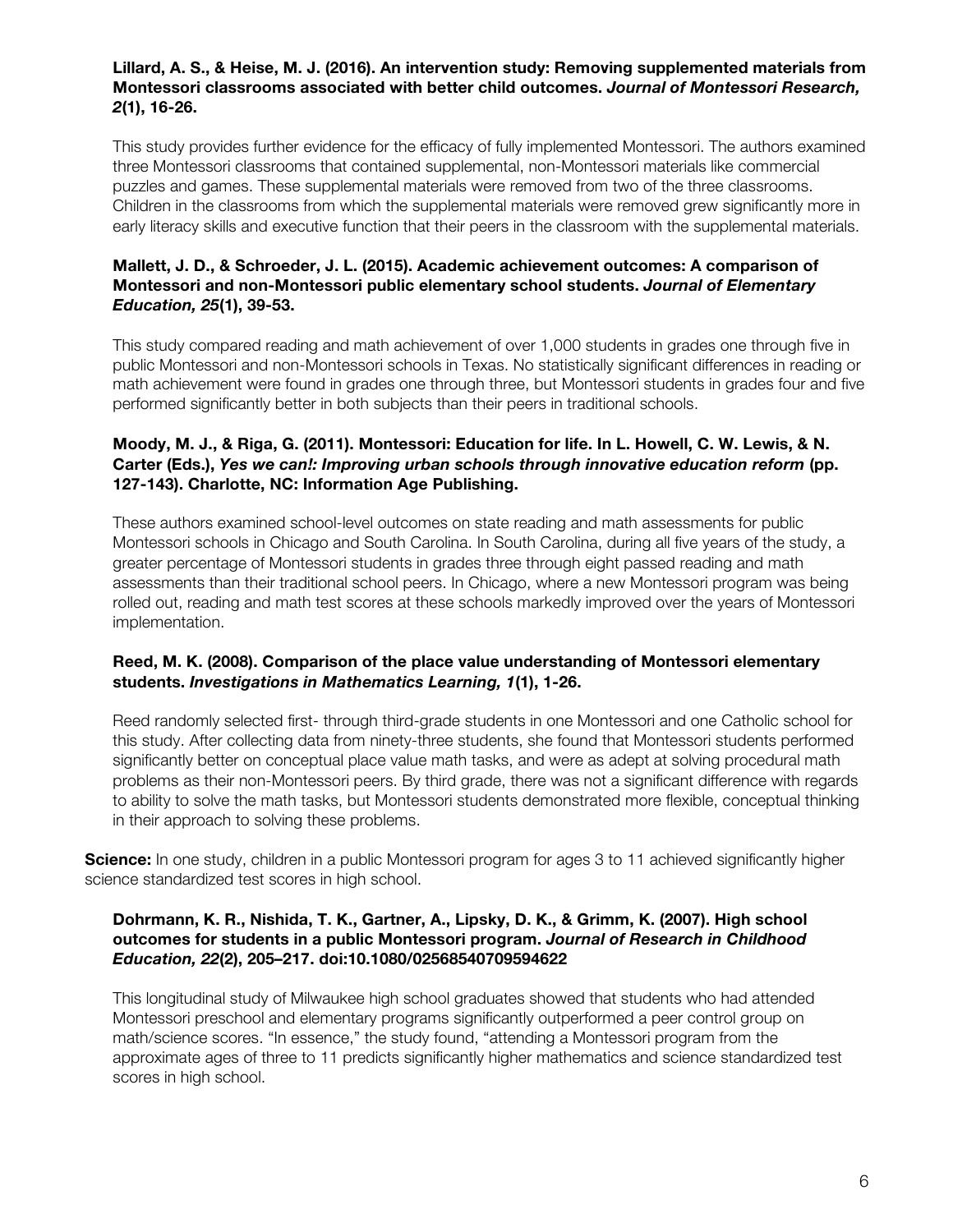**Lillard, A. S., & Heise, M. J. (2016). An intervention study: Removing supplemented materials from Montessori classrooms associated with better child outcomes. *Journal of Montessori Research, 2*(1), 16-26.**

This study provides further evidence for the efficacy of fully implemented Montessori. The authors examined three Montessori classrooms that contained supplemental, non-Montessori materials like commercial puzzles and games. These supplemental materials were removed from two of the three classrooms. Children in the classrooms from which the supplemental materials were removed grew significantly more in early literacy skills and executive function that their peers in the classroom with the supplemental materials.

**Mallett, J. D., & Schroeder, J. L. (2015). Academic achievement outcomes: A comparison of Montessori and non-Montessori public elementary school students. *Journal of Elementary Education, 25*(1), 39-53.**

This study compared reading and math achievement of over 1,000 students in grades one through five in public Montessori and non-Montessori schools in Texas. No statistically significant differences in reading or math achievement were found in grades one through three, but Montessori students in grades four and five performed significantly better in both subjects than their peers in traditional schools.

**Moody, M. J., & Riga, G. (2011). Montessori: Education for life. In L. Howell, C. W. Lewis, & N. Carter (Eds.), *Yes we can!: Improving urban schools through innovative education reform* (pp. 127-143). Charlotte, NC: Information Age Publishing.**

These authors examined school-level outcomes on state reading and math assessments for public Montessori schools in Chicago and South Carolina. In South Carolina, during all five years of the study, a greater percentage of Montessori students in grades three through eight passed reading and math assessments than their traditional school peers. In Chicago, where a new Montessori program was being rolled out, reading and math test scores at these schools markedly improved over the years of Montessori implementation.

**Reed, M. K. (2008). Comparison of the place value understanding of Montessori elementary students. *Investigations in Mathematics Learning, 1*(1), 1-26.**

Reed randomly selected first- through third-grade students in one Montessori and one Catholic school for this study. After collecting data from ninety-three students, she found that Montessori students performed significantly better on conceptual place value math tasks, and were as adept at solving procedural math problems as their non-Montessori peers. By third grade, there was not a significant difference with regards to ability to solve the math tasks, but Montessori students demonstrated more flexible, conceptual thinking in their approach to solving these problems.

**Science:** In one study, children in a public Montessori program for ages 3 to 11 achieved significantly higher science standardized test scores in high school.

**Dohrmann, K. R., Nishida, T. K., Gartner, A., Lipsky, D. K., & Grimm, K. (2007). High school outcomes for students in a public Montessori program. *Journal of Research in Childhood Education, 22*(2), 205–217. doi:10.1080/02568540709594622**

This longitudinal study of Milwaukee high school graduates showed that students who had attended Montessori preschool and elementary programs significantly outperformed a peer control group on math/science scores. "In essence," the study found, "attending a Montessori program from the approximate ages of three to 11 predicts significantly higher mathematics and science standardized test scores in high school.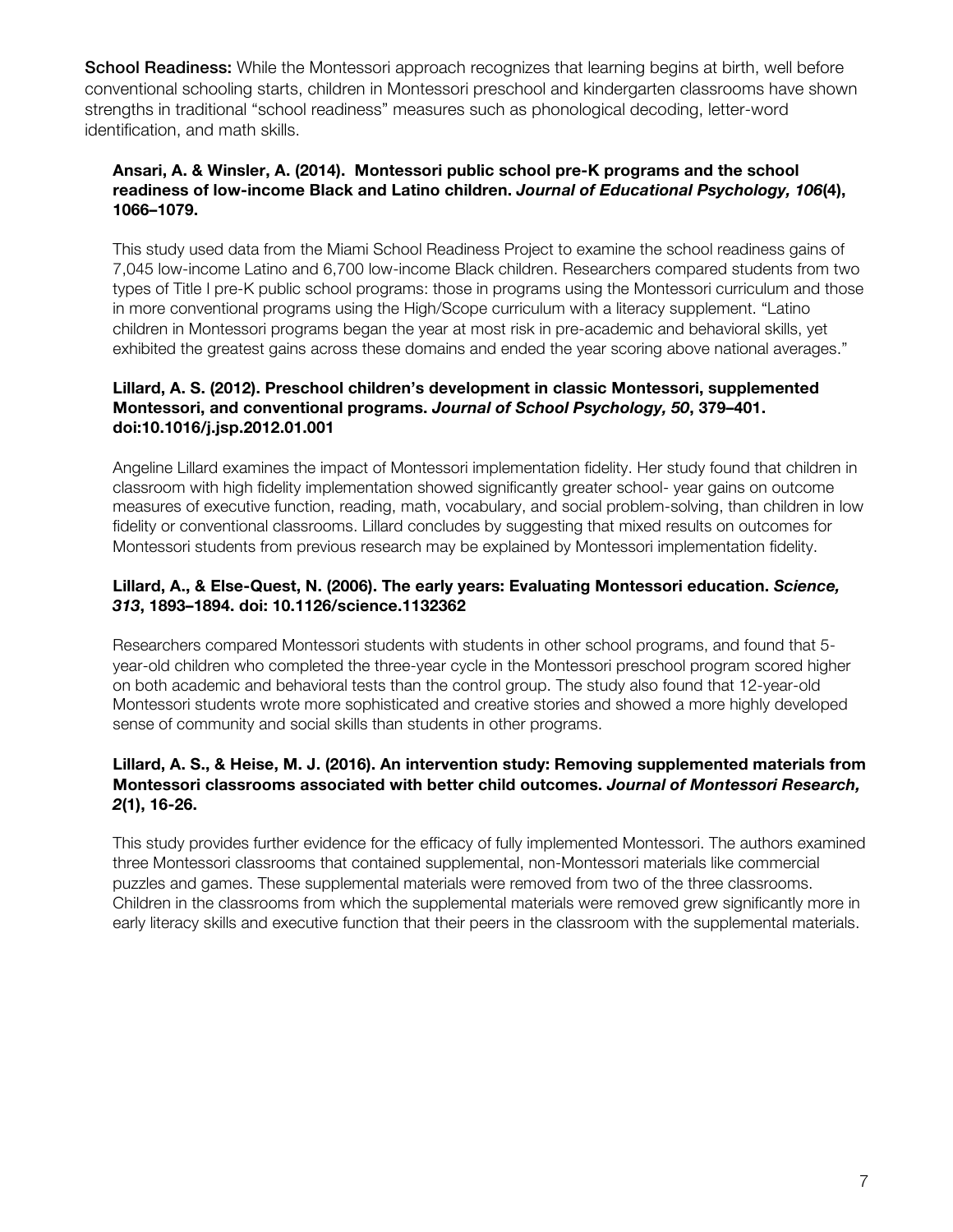**School Readiness:** While the Montessori approach recognizes that learning begins at birth, well before conventional schooling starts, children in Montessori preschool and kindergarten classrooms have shown strengths in traditional "school readiness" measures such as phonological decoding, letter-word identification, and math skills.

**Ansari, A. & Winsler, A. (2014). Montessori public school pre-K programs and the school readiness of low-income Black and Latino children. *Journal of Educational Psychology, 106*(4), 1066–1079.**

This study used data from the Miami School Readiness Project to examine the school readiness gains of 7,045 low-income Latino and 6,700 low-income Black children. Researchers compared students from two types of Title I pre-K public school programs: those in programs using the Montessori curriculum and those in more conventional programs using the High/Scope curriculum with a literacy supplement. "Latino children in Montessori programs began the year at most risk in pre-academic and behavioral skills, yet exhibited the greatest gains across these domains and ended the year scoring above national averages."

**Lillard, A. S. (2012). Preschool children's development in classic Montessori, supplemented Montessori, and conventional programs. *Journal of School Psychology, 50*, 379–401. doi:10.1016/j.jsp.2012.01.001**

Angeline Lillard examines the impact of Montessori implementation fidelity. Her study found that children in classroom with high fidelity implementation showed significantly greater school- year gains on outcome measures of executive function, reading, math, vocabulary, and social problem-solving, than children in low fidelity or conventional classrooms. Lillard concludes by suggesting that mixed results on outcomes for Montessori students from previous research may be explained by Montessori implementation fidelity.

**Lillard, A., & Else-Quest, N. (2006). The early years: Evaluating Montessori education. *Science, 313*, 1893–1894. doi: 10.1126/science.1132362**

Researchers compared Montessori students with students in other school programs, and found that 5-year-old children who completed the three-year cycle in the Montessori preschool program scored higher on both academic and behavioral tests than the control group. The study also found that 12-year-old Montessori students wrote more sophisticated and creative stories and showed a more highly developed sense of community and social skills than students in other programs.

**Lillard, A. S., & Heise, M. J. (2016). An intervention study: Removing supplemented materials from Montessori classrooms associated with better child outcomes. *Journal of Montessori Research, 2*(1), 16-26.**

This study provides further evidence for the efficacy of fully implemented Montessori. The authors examined three Montessori classrooms that contained supplemental, non-Montessori materials like commercial puzzles and games. These supplemental materials were removed from two of the three classrooms. Children in the classrooms from which the supplemental materials were removed grew significantly more in early literacy skills and executive function that their peers in the classroom with the supplemental materials.